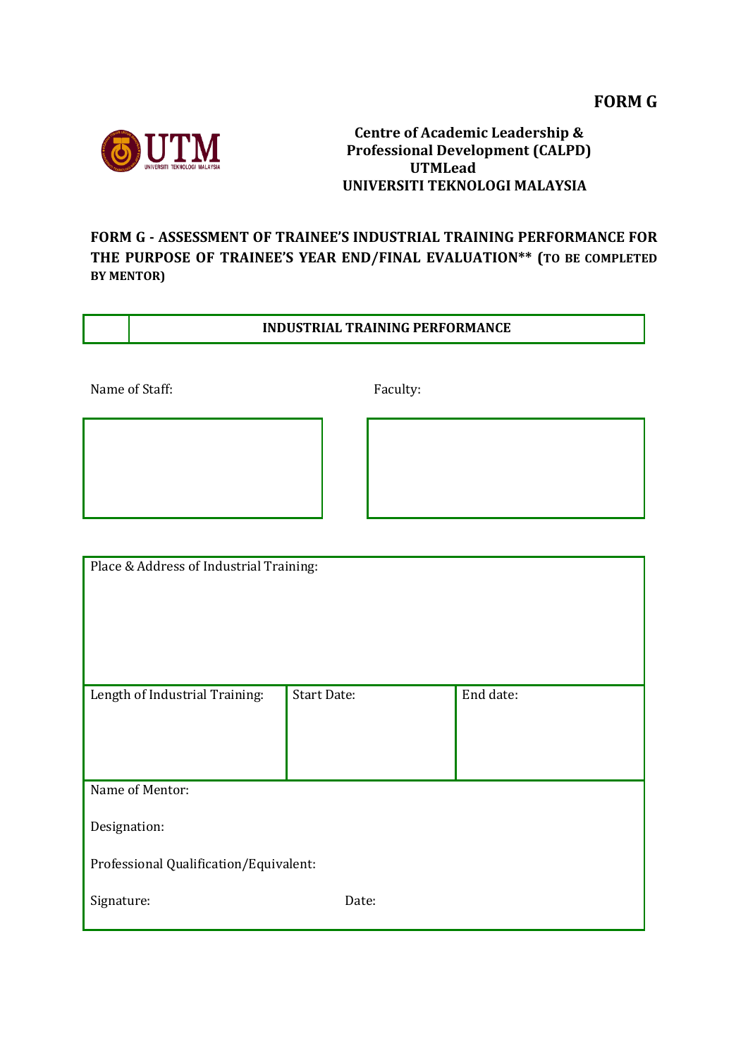**FORM G**

**Centre of Academic Leadership & Professional Development (CALPD)**
**UTMLead**
**UNIVERSITI TEKNOLOGI MALAYSIA**

**FORM G - ASSESSMENT OF TRAINEE'S INDUSTRIAL TRAINING PERFORMANCE FOR THE PURPOSE OF TRAINEE'S YEAR END/FINAL EVALUATION\*\* (TO BE COMPLETED BY MENTOR)**

| | **INDUSTRIAL TRAINING PERFORMANCE** |
|---|---|

Name of Staff:

Faculty:

| Place & Address of Industrial Training: | | |
|---|---|---|
| Length of Industrial Training: | Start Date: | End date: |
| Name of Mentor:<br><br>Designation:<br><br>Professional Qualification/Equivalent:<br><br>Signature: Date: | | |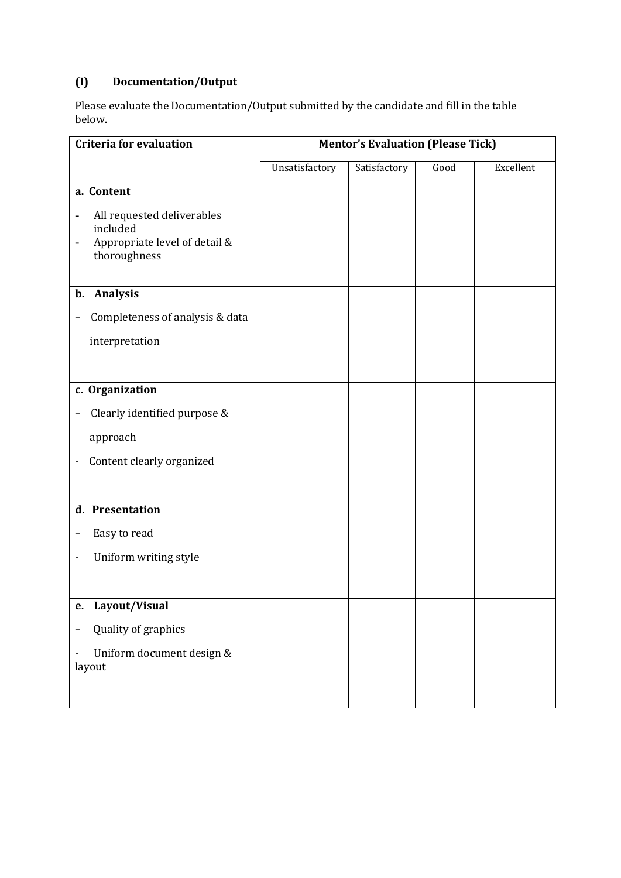## (I) Documentation/Output

Please evaluate the Documentation/Output submitted by the candidate and fill in the table below.

| Criteria for evaluation | Mentor's Evaluation (Please Tick) | | | |
|---|---|---|---|---|
| | Unsatisfactory | Satisfactory | Good | Excellent |
| **a. Content**<br>- All requested deliverables included<br>- Appropriate level of detail & thoroughness | | | | |
| **b. Analysis**<br>– Completeness of analysis & data interpretation | | | | |
| **c. Organization**<br>– Clearly identified purpose & approach<br>- Content clearly organized | | | | |
| **d. Presentation**<br>– Easy to read<br>- Uniform writing style | | | | |
| **e. Layout/Visual**<br>– Quality of graphics<br>- Uniform document design & layout | | | | |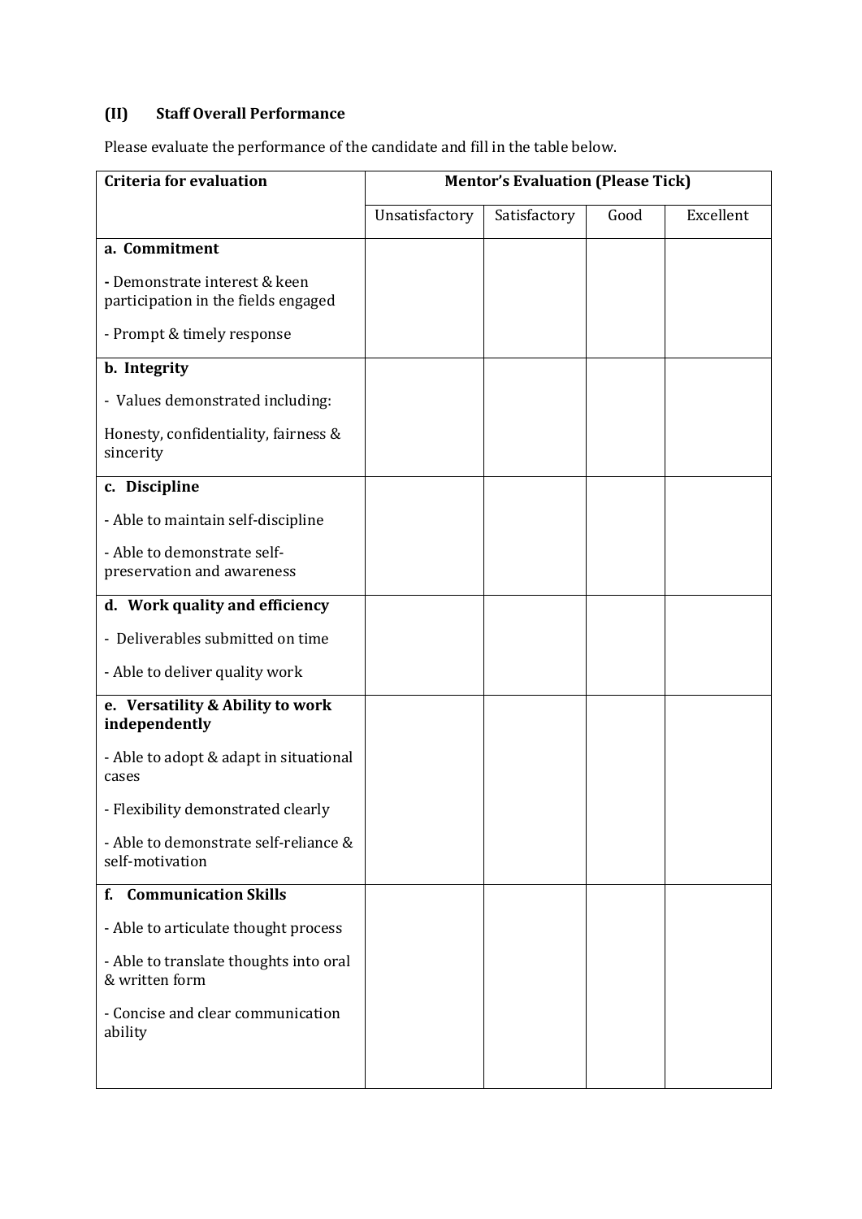## (II) Staff Overall Performance

Please evaluate the performance of the candidate and fill in the table below.

| Criteria for evaluation | Mentor's Evaluation (Please Tick) | | | |
|---|---|---|---|---|
| | Unsatisfactory | Satisfactory | Good | Excellent |
| **a. Commitment**<br><br>- Demonstrate interest & keen participation in the fields engaged<br><br>- Prompt & timely response | | | | |
| **b. Integrity**<br><br>- Values demonstrated including:<br><br>Honesty, confidentiality, fairness & sincerity | | | | |
| **c. Discipline**<br><br>- Able to maintain self-discipline<br><br>- Able to demonstrate self-preservation and awareness | | | | |
| **d. Work quality and efficiency**<br><br>- Deliverables submitted on time<br><br>- Able to deliver quality work | | | | |
| **e. Versatility & Ability to work independently**<br><br>- Able to adopt & adapt in situational cases<br><br>- Flexibility demonstrated clearly<br><br>- Able to demonstrate self-reliance & self-motivation | | | | |
| **f. Communication Skills**<br><br>- Able to articulate thought process<br><br>- Able to translate thoughts into oral & written form<br><br>- Concise and clear communication ability | | | | |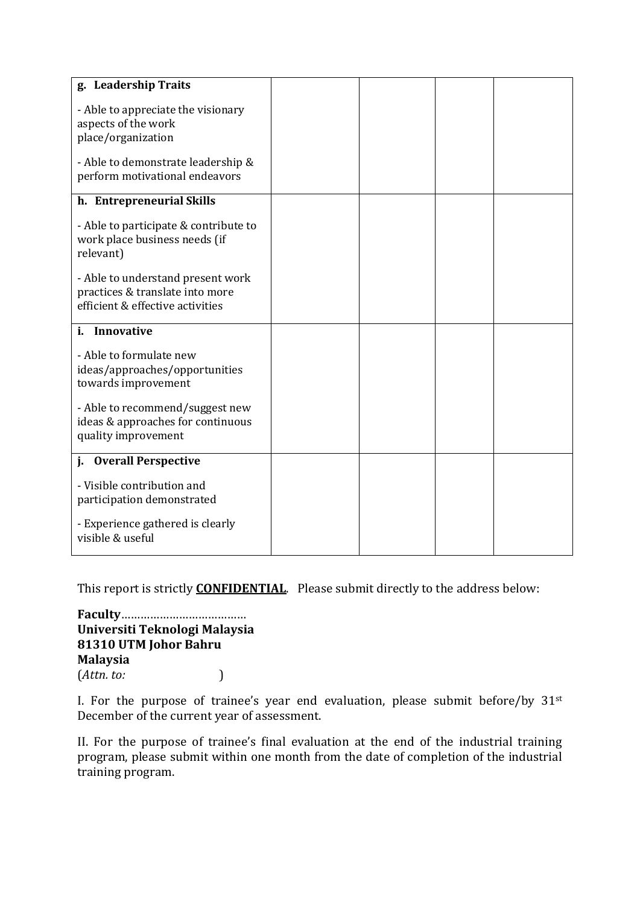| | | | | |
|---|---|---|---|---|
| **g. Leadership Traits**<br><br>- Able to appreciate the visionary aspects of the work place/organization<br><br>- Able to demonstrate leadership & perform motivational endeavors | | | | |
| **h. Entrepreneurial Skills**<br><br>- Able to participate & contribute to work place business needs (if relevant)<br><br>- Able to understand present work practices & translate into more efficient & effective activities | | | | |
| **i. Innovative**<br><br>- Able to formulate new ideas/approaches/opportunities towards improvement<br><br>- Able to recommend/suggest new ideas & approaches for continuous quality improvement | | | | |
| **j. Overall Perspective**<br><br>- Visible contribution and participation demonstrated<br><br>- Experience gathered is clearly visible & useful | | | | |

This report is strictly **<u>CONFIDENTIAL</u>**. Please submit directly to the address below:

**Faculty**…………………………………
**Universiti Teknologi Malaysia**
**81310 UTM Johor Bahru**
**Malaysia**
(*Attn. to:* )

I. For the purpose of trainee's year end evaluation, please submit before/by 31st December of the current year of assessment.

II. For the purpose of trainee's final evaluation at the end of the industrial training program, please submit within one month from the date of completion of the industrial training program.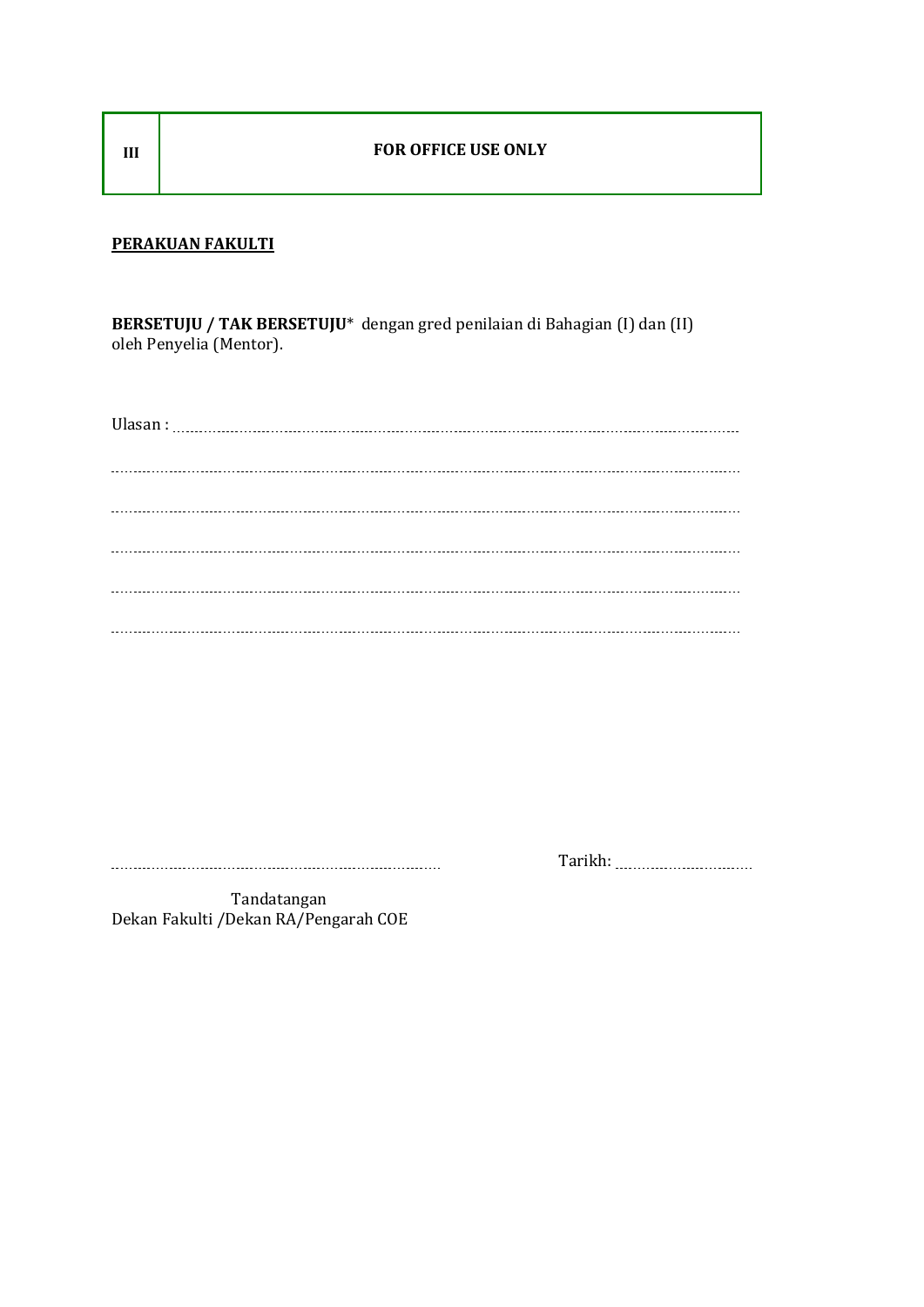| III | FOR OFFICE USE ONLY |
|---|---|

**PERAKUAN FAKULTI**

**BERSETUJU / TAK BERSETUJU*** dengan gred penilaian di Bahagian (I) dan (II) oleh Penyelia (Mentor).

Ulasan : ..............................................................................................................

..............................................................................................................

..............................................................................................................

..............................................................................................................

..............................................................................................................

..............................................................................................................

.............................................................................. Tarikh: ..............................

Tandatangan
Dekan Fakulti /Dekan RA/Pengarah COE